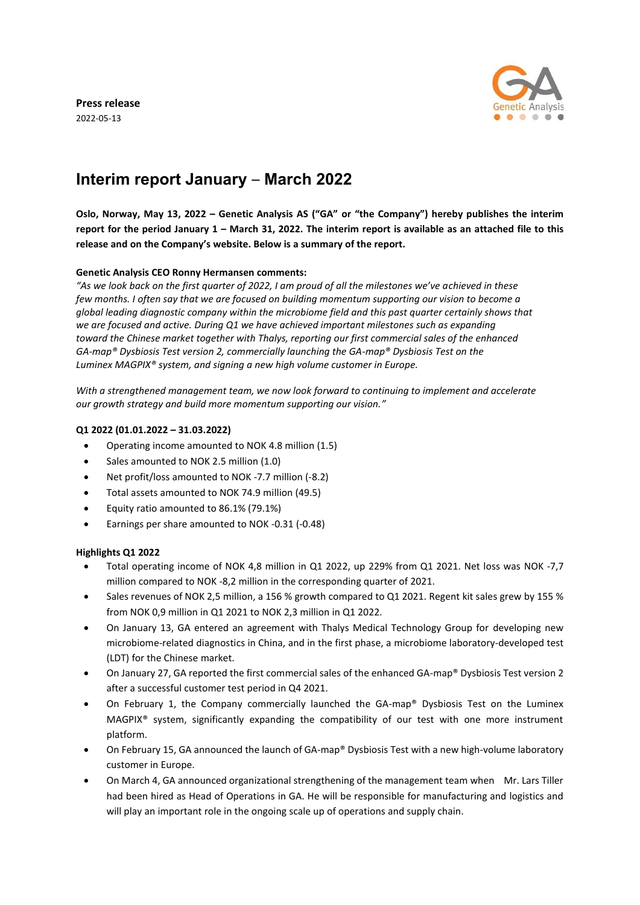**Press release**
2022-05-13

# Interim report January – March 2022

**Oslo, Norway, May 13, 2022 – Genetic Analysis AS ("GA" or "the Company") hereby publishes the interim report for the period January 1 – March 31, 2022. The interim report is available as an attached file to this release and on the Company's website. Below is a summary of the report.**

**Genetic Analysis CEO Ronny Hermansen comments:**

*"As we look back on the first quarter of 2022, I am proud of all the milestones we've achieved in these few months. I often say that we are focused on building momentum supporting our vision to become a global leading diagnostic company within the microbiome field and this past quarter certainly shows that we are focused and active. During Q1 we have achieved important milestones such as expanding toward the Chinese market together with Thalys, reporting our first commercial sales of the enhanced GA-map® Dysbiosis Test version 2, commercially launching the GA-map® Dysbiosis Test on the Luminex MAGPIX® system, and signing a new high volume customer in Europe.*

*With a strengthened management team, we now look forward to continuing to implement and accelerate our growth strategy and build more momentum supporting our vision."*

**Q1 2022 (01.01.2022 – 31.03.2022)**

- Operating income amounted to NOK 4.8 million (1.5)
- Sales amounted to NOK 2.5 million (1.0)
- Net profit/loss amounted to NOK -7.7 million (-8.2)
- Total assets amounted to NOK 74.9 million (49.5)
- Equity ratio amounted to 86.1% (79.1%)
- Earnings per share amounted to NOK -0.31 (-0.48)

**Highlights Q1 2022**

- Total operating income of NOK 4,8 million in Q1 2022, up 229% from Q1 2021. Net loss was NOK -7,7 million compared to NOK -8,2 million in the corresponding quarter of 2021.
- Sales revenues of NOK 2,5 million, a 156 % growth compared to Q1 2021. Regent kit sales grew by 155 % from NOK 0,9 million in Q1 2021 to NOK 2,3 million in Q1 2022.
- On January 13, GA entered an agreement with Thalys Medical Technology Group for developing new microbiome-related diagnostics in China, and in the first phase, a microbiome laboratory-developed test (LDT) for the Chinese market.
- On January 27, GA reported the first commercial sales of the enhanced GA-map® Dysbiosis Test version 2 after a successful customer test period in Q4 2021.
- On February 1, the Company commercially launched the GA-map® Dysbiosis Test on the Luminex MAGPIX® system, significantly expanding the compatibility of our test with one more instrument platform.
- On February 15, GA announced the launch of GA-map® Dysbiosis Test with a new high-volume laboratory customer in Europe.
- On March 4, GA announced organizational strengthening of the management team when Mr. Lars Tiller had been hired as Head of Operations in GA. He will be responsible for manufacturing and logistics and will play an important role in the ongoing scale up of operations and supply chain.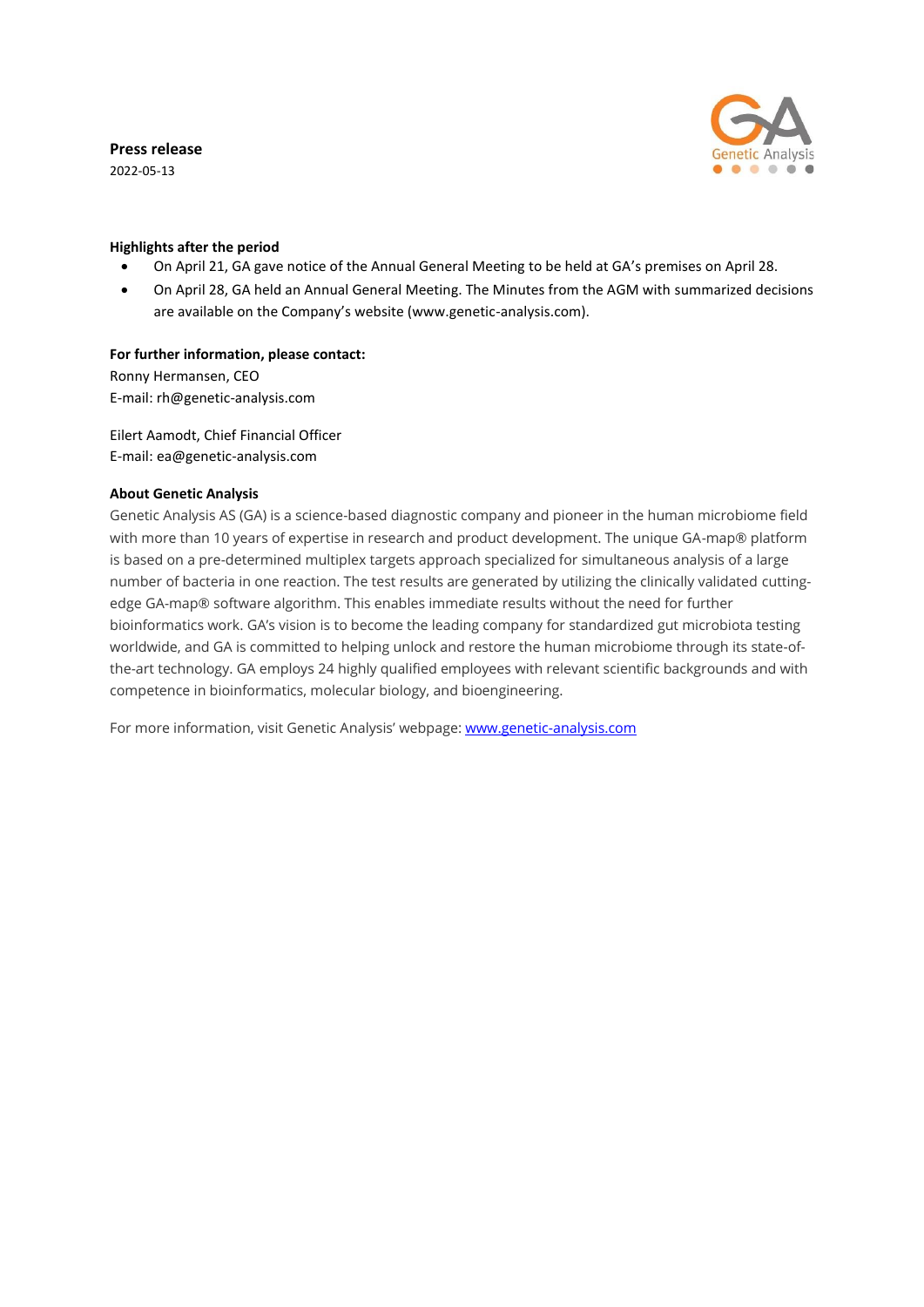**Press release**

2022-05-13

**Highlights after the period**

- On April 21, GA gave notice of the Annual General Meeting to be held at GA's premises on April 28.
- On April 28, GA held an Annual General Meeting. The Minutes from the AGM with summarized decisions are available on the Company's website (www.genetic-analysis.com).

**For further information, please contact:**

Ronny Hermansen, CEO
E-mail: rh@genetic-analysis.com

Eilert Aamodt, Chief Financial Officer
E-mail: ea@genetic-analysis.com

**About Genetic Analysis**

Genetic Analysis AS (GA) is a science-based diagnostic company and pioneer in the human microbiome field with more than 10 years of expertise in research and product development. The unique GA-map® platform is based on a pre-determined multiplex targets approach specialized for simultaneous analysis of a large number of bacteria in one reaction. The test results are generated by utilizing the clinically validated cutting-edge GA-map® software algorithm. This enables immediate results without the need for further bioinformatics work. GA's vision is to become the leading company for standardized gut microbiota testing worldwide, and GA is committed to helping unlock and restore the human microbiome through its state-of-the-art technology. GA employs 24 highly qualified employees with relevant scientific backgrounds and with competence in bioinformatics, molecular biology, and bioengineering.

For more information, visit Genetic Analysis' webpage: [www.genetic-analysis.com](http://www.genetic-analysis.com)